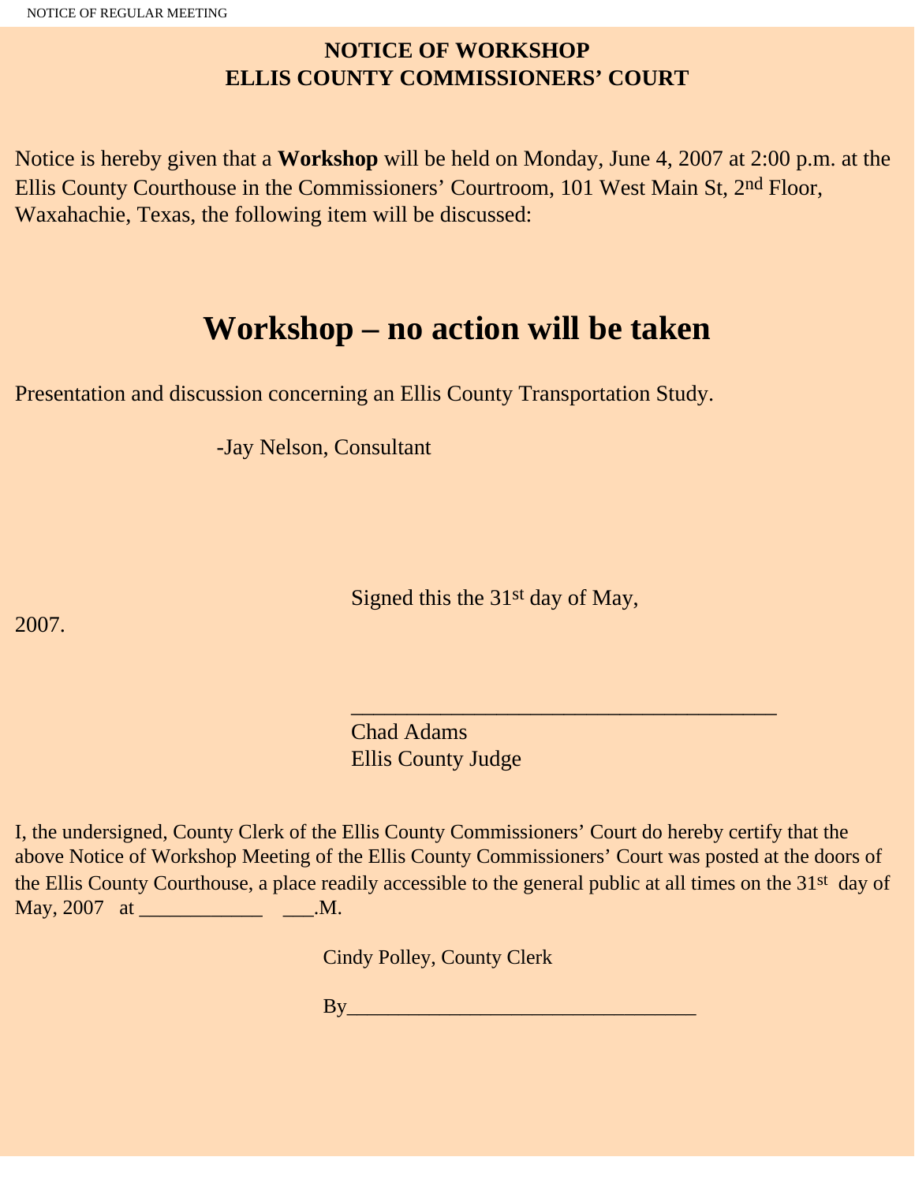# NOTICE OF WORKSHOP
# ELLIS COUNTY COMMISSIONERS' COURT

Notice is hereby given that a **Workshop** will be held on Monday, June 4, 2007 at 2:00 p.m. at the Ellis County Courthouse in the Commissioners' Courtroom, 101 West Main St, 2nd Floor, Waxahachie, Texas, the following item will be discussed:

## Workshop – no action will be taken

Presentation and discussion concerning an Ellis County Transportation Study.

-Jay Nelson, Consultant

Signed this the 31st day of May, 2007.

_______________________________________

Chad Adams
Ellis County Judge

I, the undersigned, County Clerk of the Ellis County Commissioners' Court do hereby certify that the above Notice of Workshop Meeting of the Ellis County Commissioners' Court was posted at the doors of the Ellis County Courthouse, a place readily accessible to the general public at all times on the 31st day of May, 2007 at ____________ ___.M.

Cindy Polley, County Clerk

By_________________________________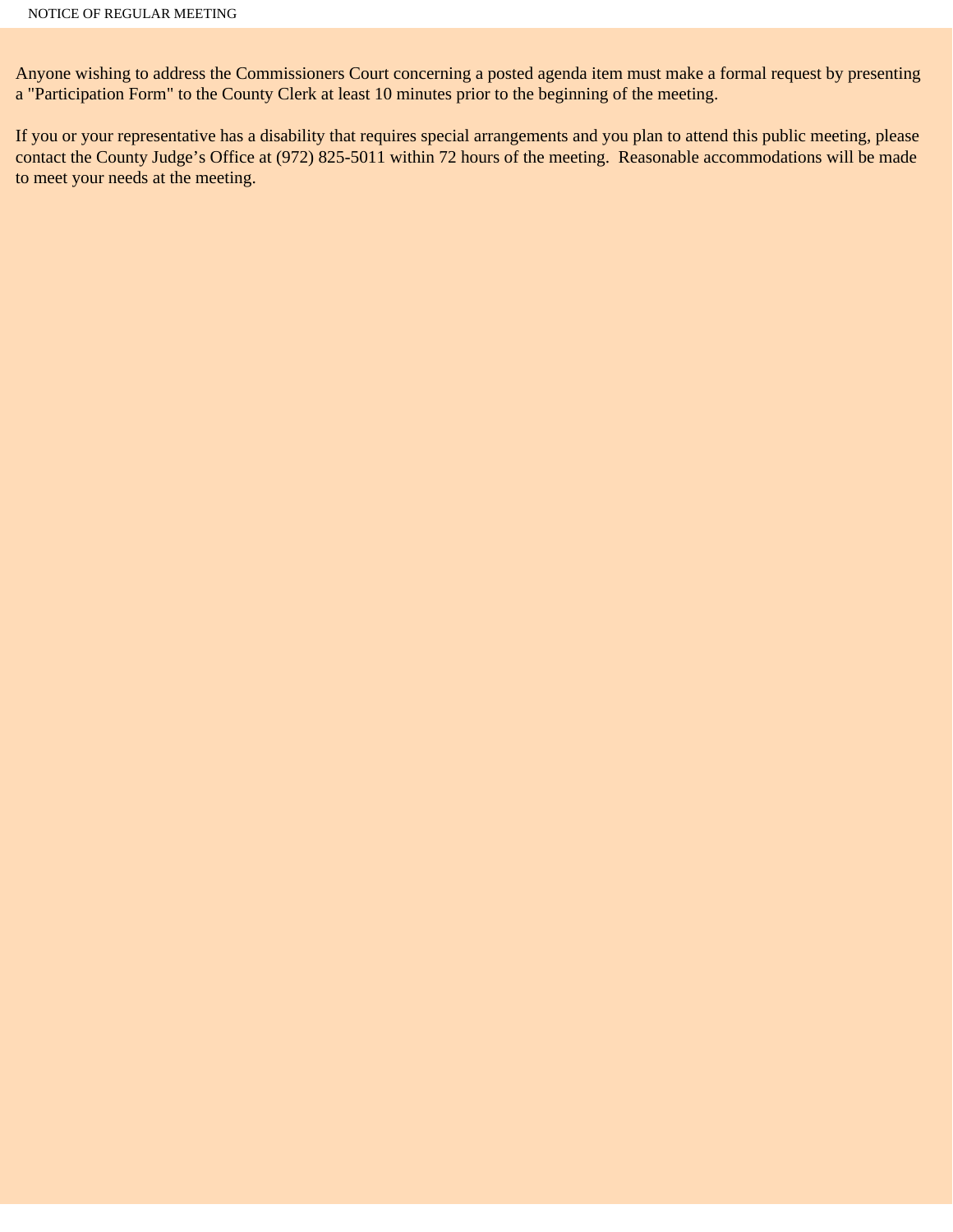Anyone wishing to address the Commissioners Court concerning a posted agenda item must make a formal request by presenting a "Participation Form" to the County Clerk at least 10 minutes prior to the beginning of the meeting.

If you or your representative has a disability that requires special arrangements and you plan to attend this public meeting, please contact the County Judge's Office at (972) 825-5011 within 72 hours of the meeting. Reasonable accommodations will be made to meet your needs at the meeting.